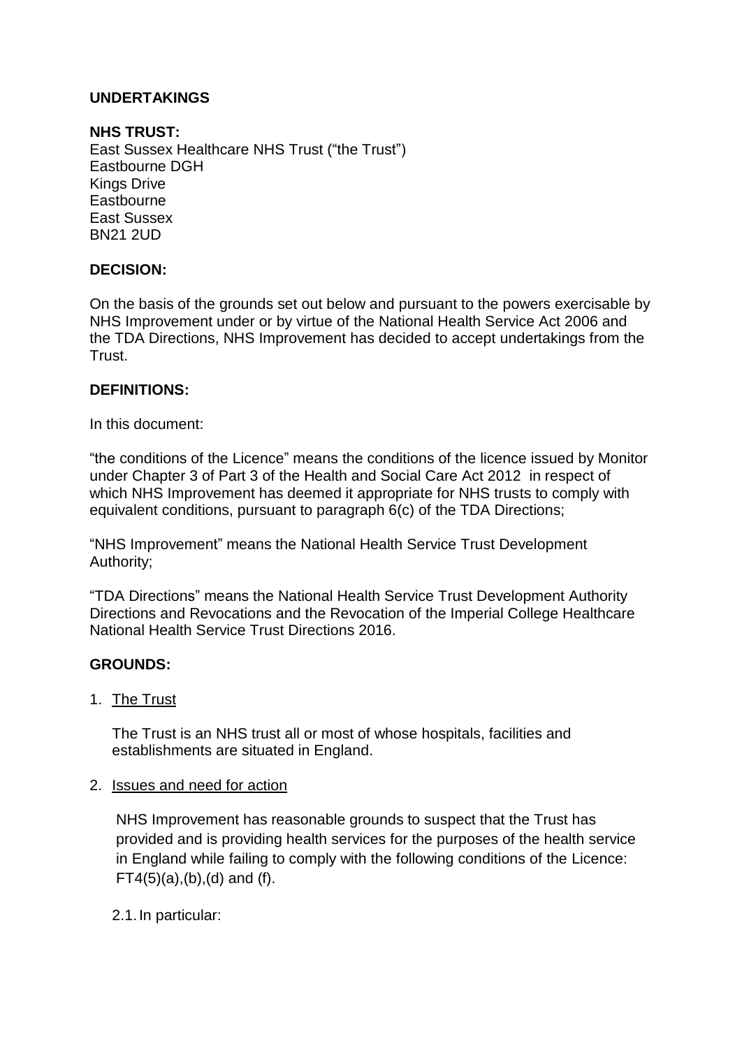**UNDERTAKINGS**

**NHS TRUST:**
East Sussex Healthcare NHS Trust ("the Trust")
Eastbourne DGH
Kings Drive
Eastbourne
East Sussex
BN21 2UD

**DECISION:**

On the basis of the grounds set out below and pursuant to the powers exercisable by NHS Improvement under or by virtue of the National Health Service Act 2006 and the TDA Directions, NHS Improvement has decided to accept undertakings from the Trust.

**DEFINITIONS:**

In this document:

"the conditions of the Licence" means the conditions of the licence issued by Monitor under Chapter 3 of Part 3 of the Health and Social Care Act 2012 in respect of which NHS Improvement has deemed it appropriate for NHS trusts to comply with equivalent conditions, pursuant to paragraph 6(c) of the TDA Directions;

"NHS Improvement" means the National Health Service Trust Development Authority;

"TDA Directions" means the National Health Service Trust Development Authority Directions and Revocations and the Revocation of the Imperial College Healthcare National Health Service Trust Directions 2016.

**GROUNDS:**

1. The Trust

   The Trust is an NHS trust all or most of whose hospitals, facilities and establishments are situated in England.

2. Issues and need for action

   NHS Improvement has reasonable grounds to suspect that the Trust has provided and is providing health services for the purposes of the health service in England while failing to comply with the following conditions of the Licence: FT4(5)(a),(b),(d) and (f).

   2.1. In particular: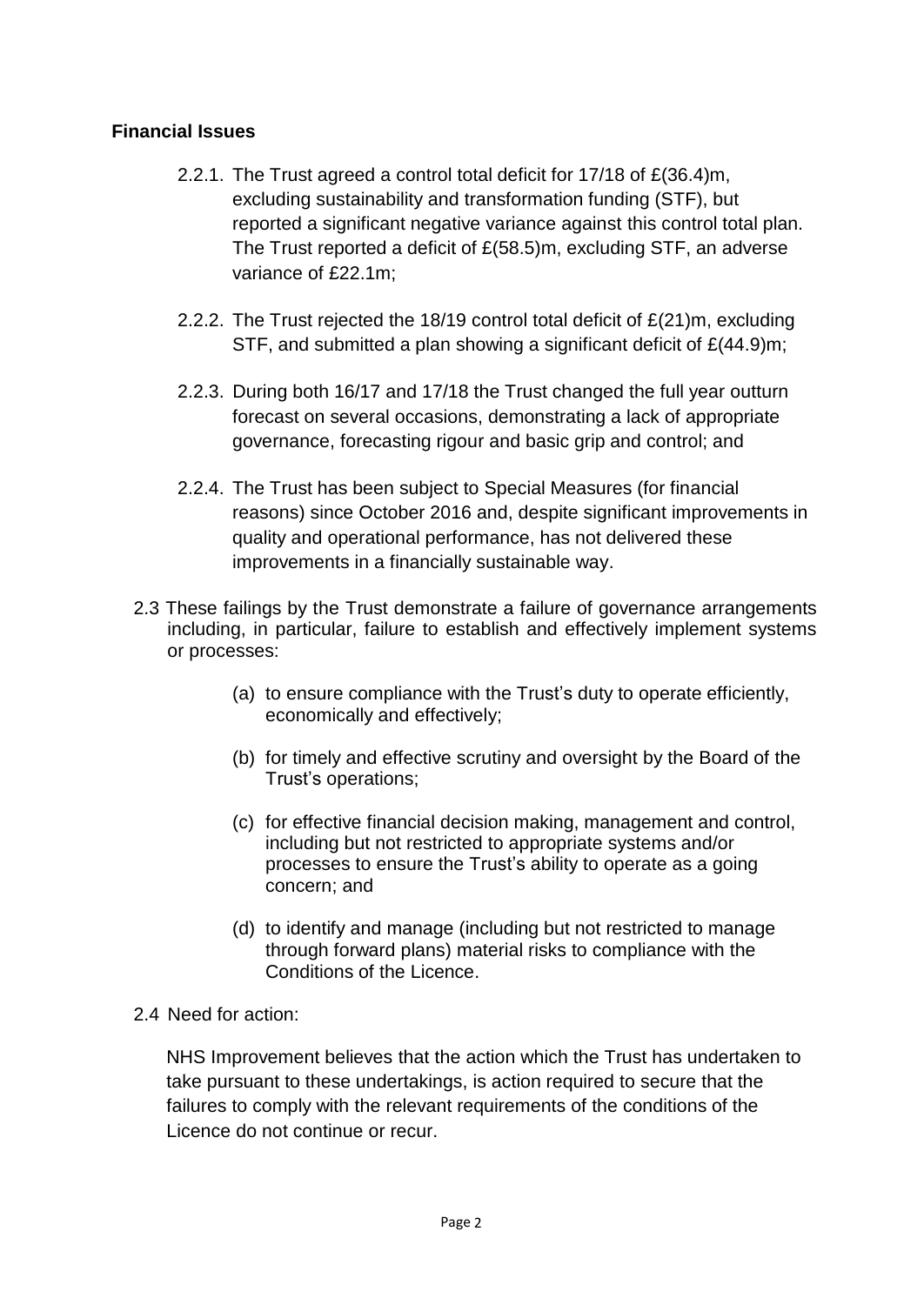**Financial Issues**

2.2.1. The Trust agreed a control total deficit for 17/18 of £(36.4)m, excluding sustainability and transformation funding (STF), but reported a significant negative variance against this control total plan. The Trust reported a deficit of £(58.5)m, excluding STF, an adverse variance of £22.1m;

2.2.2. The Trust rejected the 18/19 control total deficit of £(21)m, excluding STF, and submitted a plan showing a significant deficit of £(44.9)m;

2.2.3. During both 16/17 and 17/18 the Trust changed the full year outturn forecast on several occasions, demonstrating a lack of appropriate governance, forecasting rigour and basic grip and control; and

2.2.4. The Trust has been subject to Special Measures (for financial reasons) since October 2016 and, despite significant improvements in quality and operational performance, has not delivered these improvements in a financially sustainable way.

2.3 These failings by the Trust demonstrate a failure of governance arrangements including, in particular, failure to establish and effectively implement systems or processes:

(a) to ensure compliance with the Trust's duty to operate efficiently, economically and effectively;

(b) for timely and effective scrutiny and oversight by the Board of the Trust's operations;

(c) for effective financial decision making, management and control, including but not restricted to appropriate systems and/or processes to ensure the Trust's ability to operate as a going concern; and

(d) to identify and manage (including but not restricted to manage through forward plans) material risks to compliance with the Conditions of the Licence.

2.4 Need for action:

NHS Improvement believes that the action which the Trust has undertaken to take pursuant to these undertakings, is action required to secure that the failures to comply with the relevant requirements of the conditions of the Licence do not continue or recur.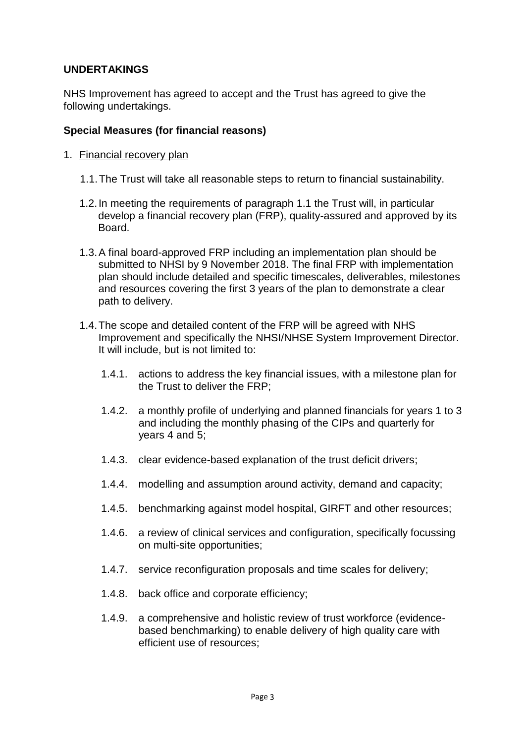**UNDERTAKINGS**

NHS Improvement has agreed to accept and the Trust has agreed to give the following undertakings.

**Special Measures (for financial reasons)**

1. Financial recovery plan

   1.1. The Trust will take all reasonable steps to return to financial sustainability.

   1.2. In meeting the requirements of paragraph 1.1 the Trust will, in particular develop a financial recovery plan (FRP), quality-assured and approved by its Board.

   1.3. A final board-approved FRP including an implementation plan should be submitted to NHSI by 9 November 2018. The final FRP with implementation plan should include detailed and specific timescales, deliverables, milestones and resources covering the first 3 years of the plan to demonstrate a clear path to delivery.

   1.4. The scope and detailed content of the FRP will be agreed with NHS Improvement and specifically the NHSI/NHSE System Improvement Director. It will include, but is not limited to:

      1.4.1. actions to address the key financial issues, with a milestone plan for the Trust to deliver the FRP;

      1.4.2. a monthly profile of underlying and planned financials for years 1 to 3 and including the monthly phasing of the CIPs and quarterly for years 4 and 5;

      1.4.3. clear evidence-based explanation of the trust deficit drivers;

      1.4.4. modelling and assumption around activity, demand and capacity;

      1.4.5. benchmarking against model hospital, GIRFT and other resources;

      1.4.6. a review of clinical services and configuration, specifically focussing on multi-site opportunities;

      1.4.7. service reconfiguration proposals and time scales for delivery;

      1.4.8. back office and corporate efficiency;

      1.4.9. a comprehensive and holistic review of trust workforce (evidence-based benchmarking) to enable delivery of high quality care with efficient use of resources;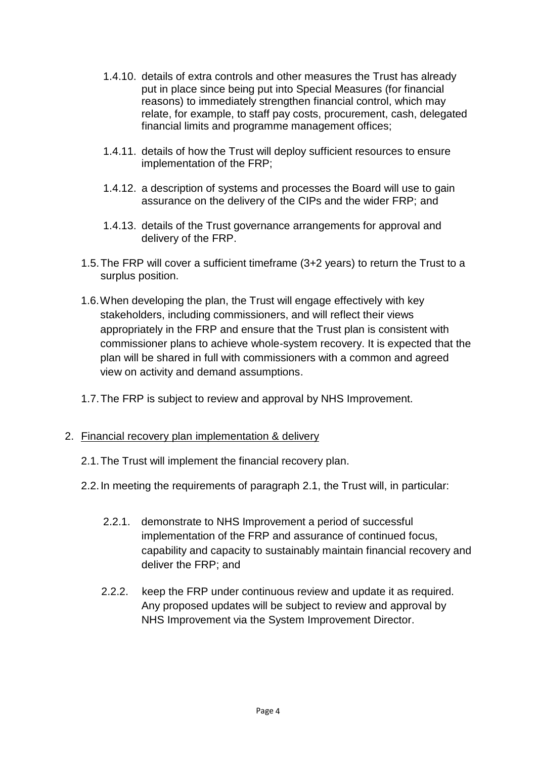1.4.10. details of extra controls and other measures the Trust has already put in place since being put into Special Measures (for financial reasons) to immediately strengthen financial control, which may relate, for example, to staff pay costs, procurement, cash, delegated financial limits and programme management offices;

1.4.11. details of how the Trust will deploy sufficient resources to ensure implementation of the FRP;

1.4.12. a description of systems and processes the Board will use to gain assurance on the delivery of the CIPs and the wider FRP; and

1.4.13. details of the Trust governance arrangements for approval and delivery of the FRP.

1.5. The FRP will cover a sufficient timeframe (3+2 years) to return the Trust to a surplus position.

1.6. When developing the plan, the Trust will engage effectively with key stakeholders, including commissioners, and will reflect their views appropriately in the FRP and ensure that the Trust plan is consistent with commissioner plans to achieve whole-system recovery. It is expected that the plan will be shared in full with commissioners with a common and agreed view on activity and demand assumptions.

1.7. The FRP is subject to review and approval by NHS Improvement.

2. <u>Financial recovery plan implementation & delivery</u>

2.1. The Trust will implement the financial recovery plan.

2.2. In meeting the requirements of paragraph 2.1, the Trust will, in particular:

2.2.1. demonstrate to NHS Improvement a period of successful implementation of the FRP and assurance of continued focus, capability and capacity to sustainably maintain financial recovery and deliver the FRP; and

2.2.2. keep the FRP under continuous review and update it as required. Any proposed updates will be subject to review and approval by NHS Improvement via the System Improvement Director.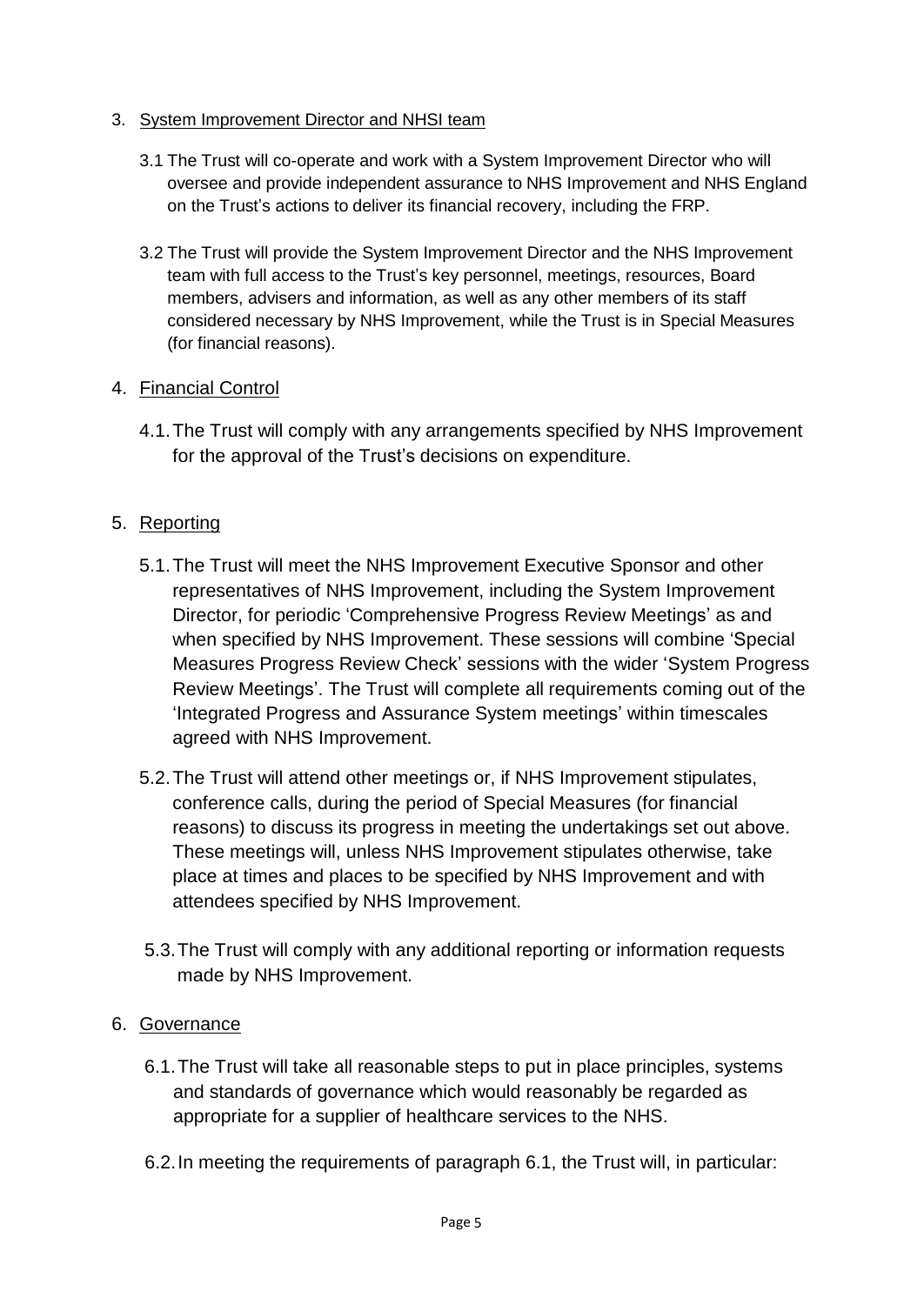3. <u>System Improvement Director and NHSI team</u>

   3.1 The Trust will co-operate and work with a System Improvement Director who will oversee and provide independent assurance to NHS Improvement and NHS England on the Trust's actions to deliver its financial recovery, including the FRP.

   3.2 The Trust will provide the System Improvement Director and the NHS Improvement team with full access to the Trust's key personnel, meetings, resources, Board members, advisers and information, as well as any other members of its staff considered necessary by NHS Improvement, while the Trust is in Special Measures (for financial reasons).

4. <u>Financial Control</u>

   4.1. The Trust will comply with any arrangements specified by NHS Improvement for the approval of the Trust's decisions on expenditure.

5. <u>Reporting</u>

   5.1. The Trust will meet the NHS Improvement Executive Sponsor and other representatives of NHS Improvement, including the System Improvement Director, for periodic 'Comprehensive Progress Review Meetings' as and when specified by NHS Improvement. These sessions will combine 'Special Measures Progress Review Check' sessions with the wider 'System Progress Review Meetings'. The Trust will complete all requirements coming out of the 'Integrated Progress and Assurance System meetings' within timescales agreed with NHS Improvement.

   5.2. The Trust will attend other meetings or, if NHS Improvement stipulates, conference calls, during the period of Special Measures (for financial reasons) to discuss its progress in meeting the undertakings set out above. These meetings will, unless NHS Improvement stipulates otherwise, take place at times and places to be specified by NHS Improvement and with attendees specified by NHS Improvement.

   5.3. The Trust will comply with any additional reporting or information requests made by NHS Improvement.

6. <u>Governance</u>

   6.1. The Trust will take all reasonable steps to put in place principles, systems and standards of governance which would reasonably be regarded as appropriate for a supplier of healthcare services to the NHS.

   6.2. In meeting the requirements of paragraph 6.1, the Trust will, in particular: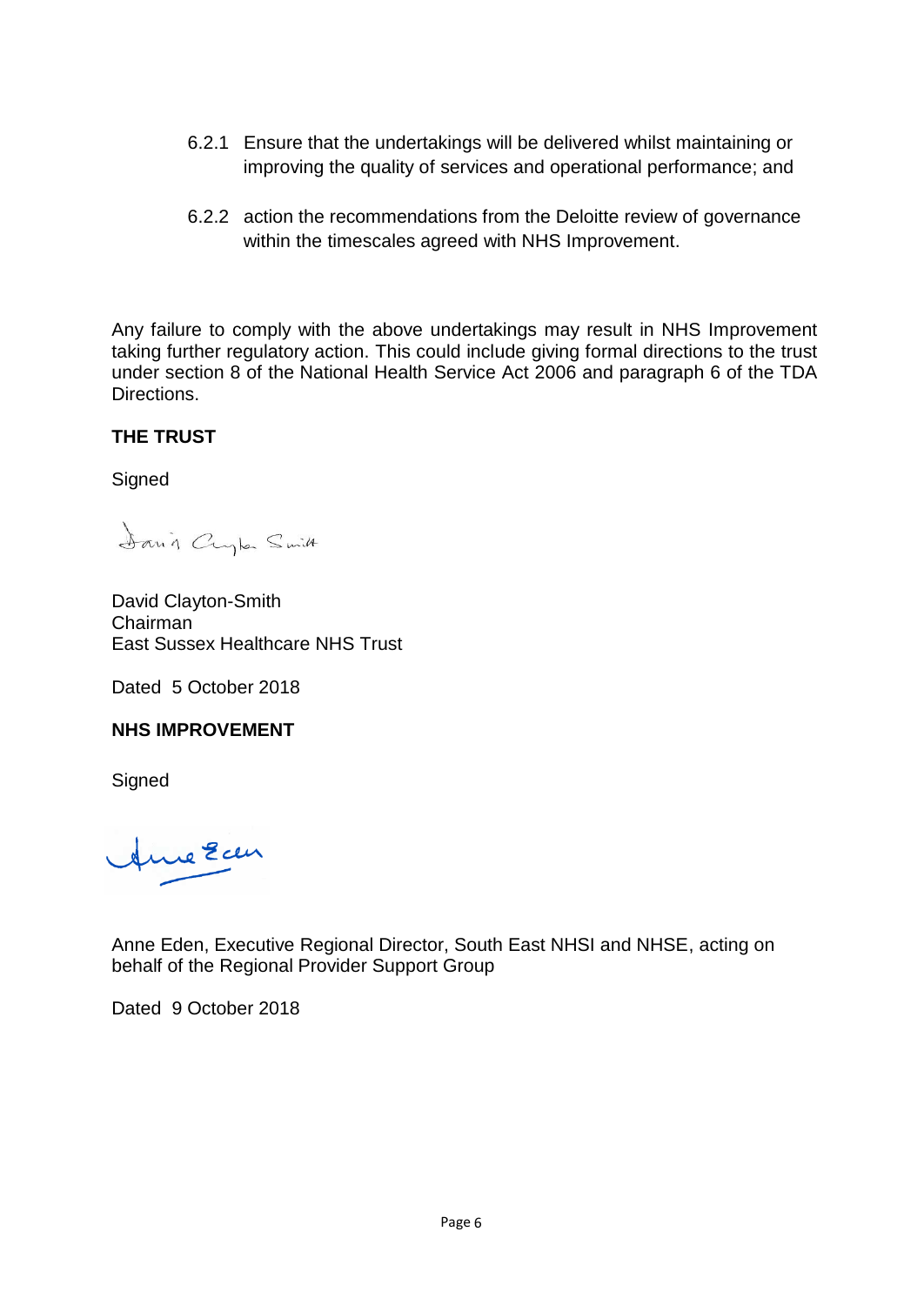6.2.1 Ensure that the undertakings will be delivered whilst maintaining or improving the quality of services and operational performance; and

6.2.2 action the recommendations from the Deloitte review of governance within the timescales agreed with NHS Improvement.

Any failure to comply with the above undertakings may result in NHS Improvement taking further regulatory action. This could include giving formal directions to the trust under section 8 of the National Health Service Act 2006 and paragraph 6 of the TDA Directions.

**THE TRUST**

Signed

David Clayton-Smith
Chairman
East Sussex Healthcare NHS Trust

Dated 5 October 2018

**NHS IMPROVEMENT**

Signed

Anne Eden, Executive Regional Director, South East NHSI and NHSE, acting on behalf of the Regional Provider Support Group

Dated 9 October 2018